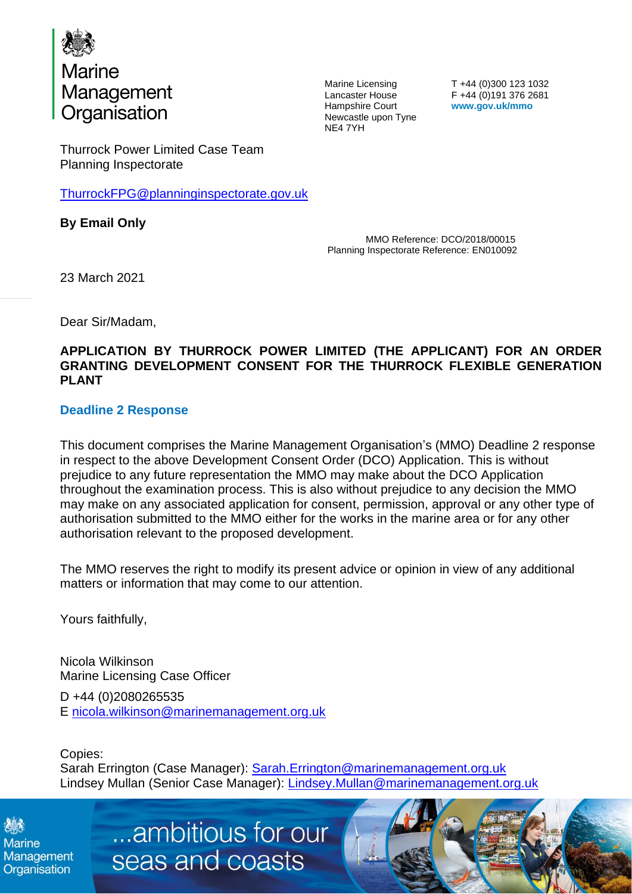Marine Management Organisation

Marine Licensing
Lancaster House
Hampshire Court
Newcastle upon Tyne
NE4 7YH

T +44 (0)300 123 1032
F +44 (0)191 376 2681
**www.gov.uk/mmo**

Thurrock Power Limited Case Team
Planning Inspectorate

ThurrockFPG@planninginspectorate.gov.uk

**By Email Only**

MMO Reference: DCO/2018/00015
Planning Inspectorate Reference: EN010092

23 March 2021

Dear Sir/Madam,

**APPLICATION BY THURROCK POWER LIMITED (THE APPLICANT) FOR AN ORDER GRANTING DEVELOPMENT CONSENT FOR THE THURROCK FLEXIBLE GENERATION PLANT**

## Deadline 2 Response

This document comprises the Marine Management Organisation's (MMO) Deadline 2 response in respect to the above Development Consent Order (DCO) Application. This is without prejudice to any future representation the MMO may make about the DCO Application throughout the examination process. This is also without prejudice to any decision the MMO may make on any associated application for consent, permission, approval or any other type of authorisation submitted to the MMO either for the works in the marine area or for any other authorisation relevant to the proposed development.

The MMO reserves the right to modify its present advice or opinion in view of any additional matters or information that may come to our attention.

Yours faithfully,

Nicola Wilkinson
Marine Licensing Case Officer

D +44 (0)2080265535
E nicola.wilkinson@marinemanagement.org.uk

Copies:
Sarah Errington (Case Manager): Sarah.Errington@marinemanagement.org.uk
Lindsey Mullan (Senior Case Manager): Lindsey.Mullan@marinemanagement.org.uk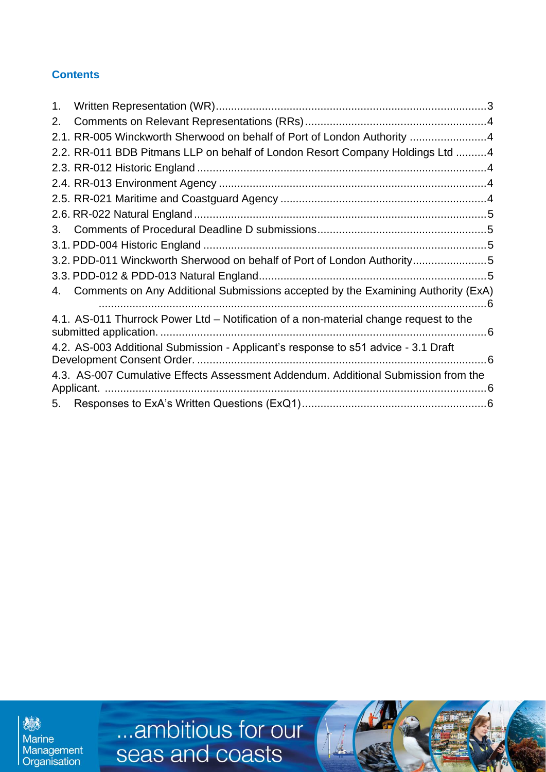## Contents

1. Written Representation (WR) ........................................ 3
2. Comments on Relevant Representations (RRs) ........................................ 4
2.1. RR-005 Winckworth Sherwood on behalf of Port of London Authority ........................................ 4
2.2. RR-011 BDB Pitmans LLP on behalf of London Resort Company Holdings Ltd ........................................ 4
2.3. RR-012 Historic England ........................................ 4
2.4. RR-013 Environment Agency ........................................ 4
2.5. RR-021 Maritime and Coastguard Agency ........................................ 4
2.6. RR-022 Natural England ........................................ 5
3. Comments of Procedural Deadline D submissions ........................................ 5
3.1. PDD-004 Historic England ........................................ 5
3.2. PDD-011 Winckworth Sherwood on behalf of Port of London Authority ........................................ 5
3.3. PDD-012 & PDD-013 Natural England ........................................ 5
4. Comments on Any Additional Submissions accepted by the Examining Authority (ExA) ........................................ 6
4.1. AS-011 Thurrock Power Ltd – Notification of a non-material change request to the submitted application. ........................................ 6
4.2. AS-003 Additional Submission - Applicant's response to s51 advice - 3.1 Draft Development Consent Order. ........................................ 6
4.3. AS-007 Cumulative Effects Assessment Addendum. Additional Submission from the Applicant. ........................................ 6
5. Responses to ExA's Written Questions (ExQ1) ........................................ 6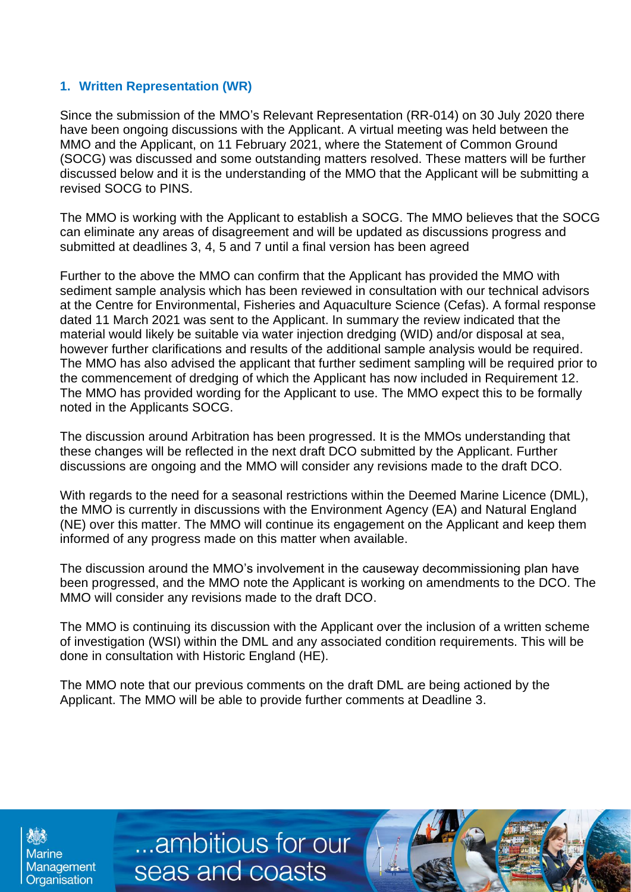## 1. Written Representation (WR)

Since the submission of the MMO's Relevant Representation (RR-014) on 30 July 2020 there have been ongoing discussions with the Applicant. A virtual meeting was held between the MMO and the Applicant, on 11 February 2021, where the Statement of Common Ground (SOCG) was discussed and some outstanding matters resolved. These matters will be further discussed below and it is the understanding of the MMO that the Applicant will be submitting a revised SOCG to PINS.

The MMO is working with the Applicant to establish a SOCG. The MMO believes that the SOCG can eliminate any areas of disagreement and will be updated as discussions progress and submitted at deadlines 3, 4, 5 and 7 until a final version has been agreed

Further to the above the MMO can confirm that the Applicant has provided the MMO with sediment sample analysis which has been reviewed in consultation with our technical advisors at the Centre for Environmental, Fisheries and Aquaculture Science (Cefas). A formal response dated 11 March 2021 was sent to the Applicant. In summary the review indicated that the material would likely be suitable via water injection dredging (WID) and/or disposal at sea, however further clarifications and results of the additional sample analysis would be required. The MMO has also advised the applicant that further sediment sampling will be required prior to the commencement of dredging of which the Applicant has now included in Requirement 12. The MMO has provided wording for the Applicant to use. The MMO expect this to be formally noted in the Applicants SOCG.

The discussion around Arbitration has been progressed. It is the MMOs understanding that these changes will be reflected in the next draft DCO submitted by the Applicant. Further discussions are ongoing and the MMO will consider any revisions made to the draft DCO.

With regards to the need for a seasonal restrictions within the Deemed Marine Licence (DML), the MMO is currently in discussions with the Environment Agency (EA) and Natural England (NE) over this matter. The MMO will continue its engagement on the Applicant and keep them informed of any progress made on this matter when available.

The discussion around the MMO's involvement in the causeway decommissioning plan have been progressed, and the MMO note the Applicant is working on amendments to the DCO. The MMO will consider any revisions made to the draft DCO.

The MMO is continuing its discussion with the Applicant over the inclusion of a written scheme of investigation (WSI) within the DML and any associated condition requirements. This will be done in consultation with Historic England (HE).

The MMO note that our previous comments on the draft DML are being actioned by the Applicant. The MMO will be able to provide further comments at Deadline 3.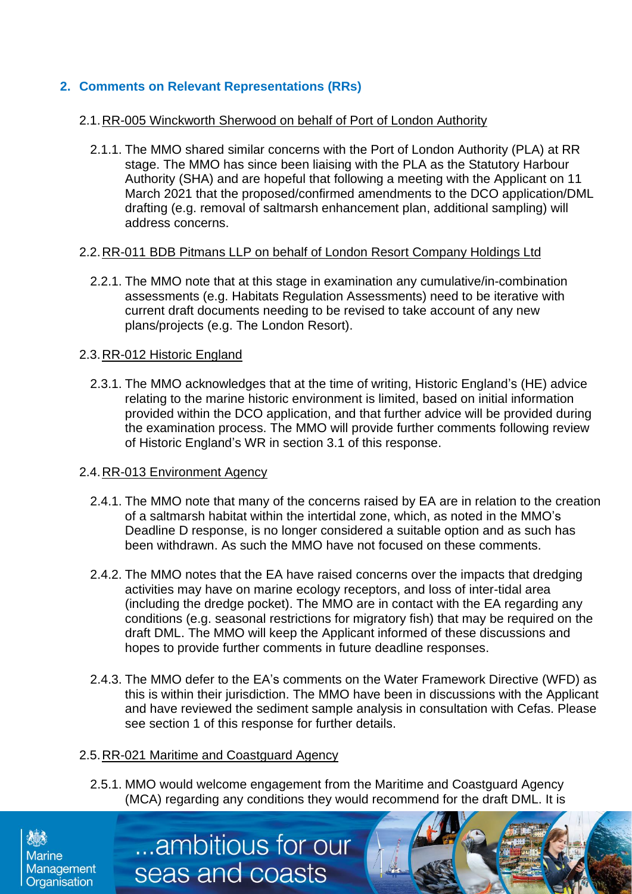## 2. Comments on Relevant Representations (RRs)

### 2.1. RR-005 Winckworth Sherwood on behalf of Port of London Authority

2.1.1. The MMO shared similar concerns with the Port of London Authority (PLA) at RR stage. The MMO has since been liaising with the PLA as the Statutory Harbour Authority (SHA) and are hopeful that following a meeting with the Applicant on 11 March 2021 that the proposed/confirmed amendments to the DCO application/DML drafting (e.g. removal of saltmarsh enhancement plan, additional sampling) will address concerns.

### 2.2. RR-011 BDB Pitmans LLP on behalf of London Resort Company Holdings Ltd

2.2.1. The MMO note that at this stage in examination any cumulative/in-combination assessments (e.g. Habitats Regulation Assessments) need to be iterative with current draft documents needing to be revised to take account of any new plans/projects (e.g. The London Resort).

### 2.3. RR-012 Historic England

2.3.1. The MMO acknowledges that at the time of writing, Historic England's (HE) advice relating to the marine historic environment is limited, based on initial information provided within the DCO application, and that further advice will be provided during the examination process. The MMO will provide further comments following review of Historic England's WR in section 3.1 of this response.

### 2.4. RR-013 Environment Agency

2.4.1. The MMO note that many of the concerns raised by EA are in relation to the creation of a saltmarsh habitat within the intertidal zone, which, as noted in the MMO's Deadline D response, is no longer considered a suitable option and as such has been withdrawn. As such the MMO have not focused on these comments.

2.4.2. The MMO notes that the EA have raised concerns over the impacts that dredging activities may have on marine ecology receptors, and loss of inter-tidal area (including the dredge pocket). The MMO are in contact with the EA regarding any conditions (e.g. seasonal restrictions for migratory fish) that may be required on the draft DML. The MMO will keep the Applicant informed of these discussions and hopes to provide further comments in future deadline responses.

2.4.3. The MMO defer to the EA's comments on the Water Framework Directive (WFD) as this is within their jurisdiction. The MMO have been in discussions with the Applicant and have reviewed the sediment sample analysis in consultation with Cefas. Please see section 1 of this response for further details.

### 2.5. RR-021 Maritime and Coastguard Agency

2.5.1. MMO would welcome engagement from the Maritime and Coastguard Agency (MCA) regarding any conditions they would recommend for the draft DML. It is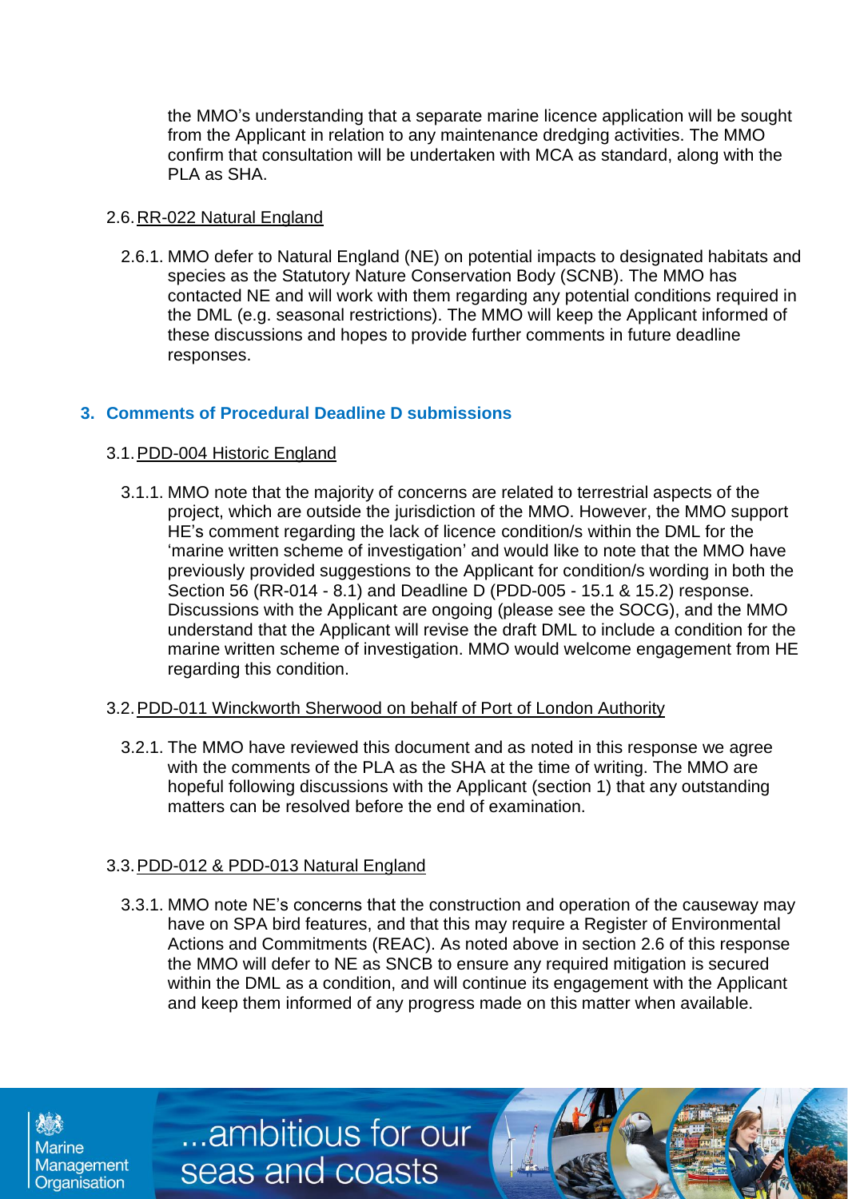the MMO's understanding that a separate marine licence application will be sought from the Applicant in relation to any maintenance dredging activities. The MMO confirm that consultation will be undertaken with MCA as standard, along with the PLA as SHA.

2.6. RR-022 Natural England

2.6.1. MMO defer to Natural England (NE) on potential impacts to designated habitats and species as the Statutory Nature Conservation Body (SCNB). The MMO has contacted NE and will work with them regarding any potential conditions required in the DML (e.g. seasonal restrictions). The MMO will keep the Applicant informed of these discussions and hopes to provide further comments in future deadline responses.

## 3. Comments of Procedural Deadline D submissions

3.1. PDD-004 Historic England

3.1.1. MMO note that the majority of concerns are related to terrestrial aspects of the project, which are outside the jurisdiction of the MMO. However, the MMO support HE's comment regarding the lack of licence condition/s within the DML for the 'marine written scheme of investigation' and would like to note that the MMO have previously provided suggestions to the Applicant for condition/s wording in both the Section 56 (RR-014 - 8.1) and Deadline D (PDD-005 - 15.1 & 15.2) response. Discussions with the Applicant are ongoing (please see the SOCG), and the MMO understand that the Applicant will revise the draft DML to include a condition for the marine written scheme of investigation. MMO would welcome engagement from HE regarding this condition.

3.2. PDD-011 Winckworth Sherwood on behalf of Port of London Authority

3.2.1. The MMO have reviewed this document and as noted in this response we agree with the comments of the PLA as the SHA at the time of writing. The MMO are hopeful following discussions with the Applicant (section 1) that any outstanding matters can be resolved before the end of examination.

3.3. PDD-012 & PDD-013 Natural England

3.3.1. MMO note NE's concerns that the construction and operation of the causeway may have on SPA bird features, and that this may require a Register of Environmental Actions and Commitments (REAC). As noted above in section 2.6 of this response the MMO will defer to NE as SNCB to ensure any required mitigation is secured within the DML as a condition, and will continue its engagement with the Applicant and keep them informed of any progress made on this matter when available.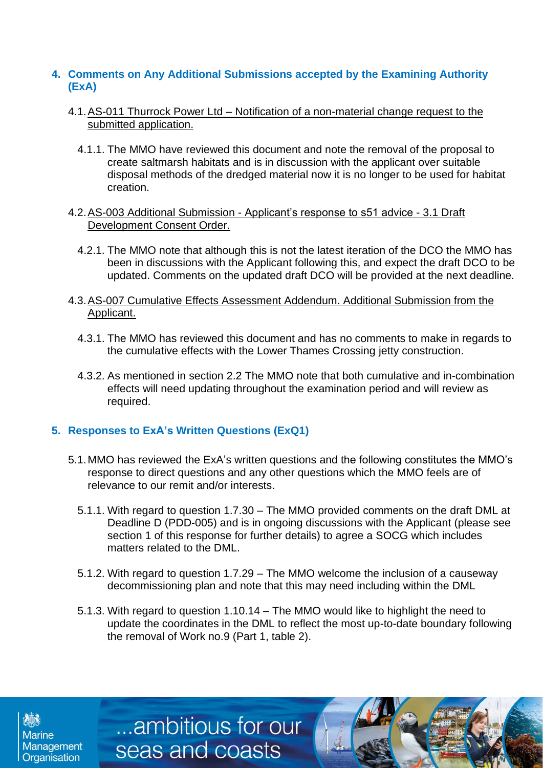## 4. Comments on Any Additional Submissions accepted by the Examining Authority (ExA)

4.1. AS-011 Thurrock Power Ltd – Notification of a non-material change request to the submitted application.

4.1.1. The MMO have reviewed this document and note the removal of the proposal to create saltmarsh habitats and is in discussion with the applicant over suitable disposal methods of the dredged material now it is no longer to be used for habitat creation.

4.2. AS-003 Additional Submission - Applicant's response to s51 advice - 3.1 Draft Development Consent Order.

4.2.1. The MMO note that although this is not the latest iteration of the DCO the MMO has been in discussions with the Applicant following this, and expect the draft DCO to be updated. Comments on the updated draft DCO will be provided at the next deadline.

4.3. AS-007 Cumulative Effects Assessment Addendum. Additional Submission from the Applicant.

4.3.1. The MMO has reviewed this document and has no comments to make in regards to the cumulative effects with the Lower Thames Crossing jetty construction.

4.3.2. As mentioned in section 2.2 The MMO note that both cumulative and in-combination effects will need updating throughout the examination period and will review as required.

## 5. Responses to ExA's Written Questions (ExQ1)

5.1. MMO has reviewed the ExA's written questions and the following constitutes the MMO's response to direct questions and any other questions which the MMO feels are of relevance to our remit and/or interests.

5.1.1. With regard to question 1.7.30 – The MMO provided comments on the draft DML at Deadline D (PDD-005) and is in ongoing discussions with the Applicant (please see section 1 of this response for further details) to agree a SOCG which includes matters related to the DML.

5.1.2. With regard to question 1.7.29 – The MMO welcome the inclusion of a causeway decommissioning plan and note that this may need including within the DML

5.1.3. With regard to question 1.10.14 – The MMO would like to highlight the need to update the coordinates in the DML to reflect the most up-to-date boundary following the removal of Work no.9 (Part 1, table 2).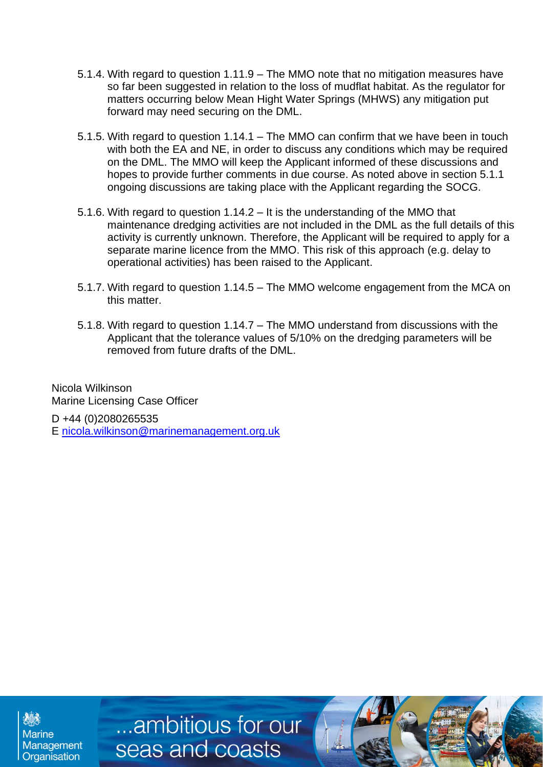5.1.4. With regard to question 1.11.9 – The MMO note that no mitigation measures have so far been suggested in relation to the loss of mudflat habitat. As the regulator for matters occurring below Mean Hight Water Springs (MHWS) any mitigation put forward may need securing on the DML.

5.1.5. With regard to question 1.14.1 – The MMO can confirm that we have been in touch with both the EA and NE, in order to discuss any conditions which may be required on the DML. The MMO will keep the Applicant informed of these discussions and hopes to provide further comments in due course. As noted above in section 5.1.1 ongoing discussions are taking place with the Applicant regarding the SOCG.

5.1.6. With regard to question 1.14.2 – It is the understanding of the MMO that maintenance dredging activities are not included in the DML as the full details of this activity is currently unknown. Therefore, the Applicant will be required to apply for a separate marine licence from the MMO. This risk of this approach (e.g. delay to operational activities) has been raised to the Applicant.

5.1.7. With regard to question 1.14.5 – The MMO welcome engagement from the MCA on this matter.

5.1.8. With regard to question 1.14.7 – The MMO understand from discussions with the Applicant that the tolerance values of 5/10% on the dredging parameters will be removed from future drafts of the DML.

Nicola Wilkinson
Marine Licensing Case Officer

D +44 (0)2080265535
E nicola.wilkinson@marinemanagement.org.uk